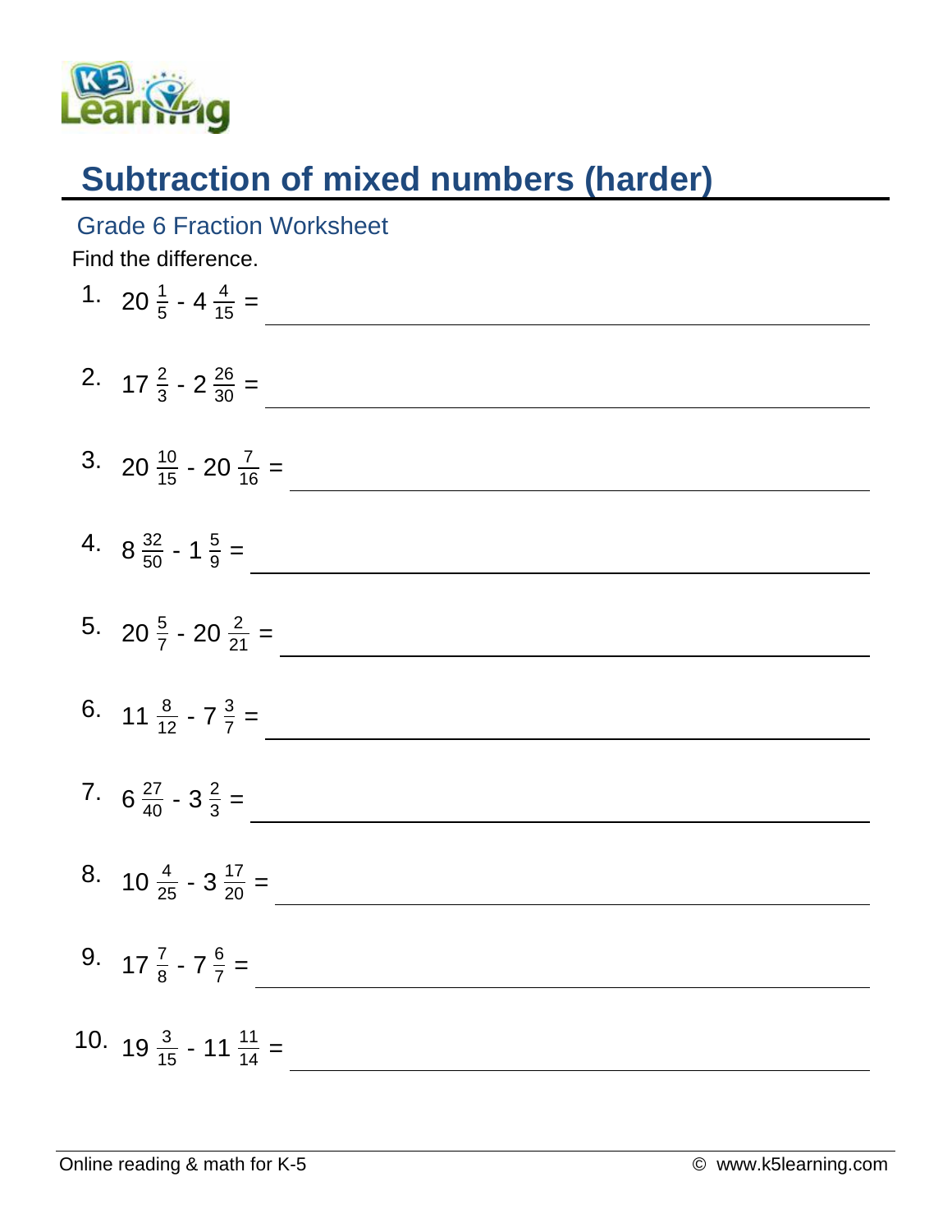# Subtraction of mixed numbers (harder)

## Grade 6 Fraction Worksheet

Find the difference.

1. $20\frac{1}{5} - 4\frac{4}{15} =$ \_\_\_\_\_\_\_\_\_\_\_\_\_\_\_\_

2. $17\frac{2}{3} - 2\frac{26}{30} =$ \_\_\_\_\_\_\_\_\_\_\_\_\_\_\_\_

3. $20\frac{10}{15} - 20\frac{7}{16} =$ \_\_\_\_\_\_\_\_\_\_\_\_\_\_\_\_

4. $8\frac{32}{50} - 1\frac{5}{9} =$ \_\_\_\_\_\_\_\_\_\_\_\_\_\_\_\_

5. $20\frac{5}{7} - 20\frac{2}{21} =$ \_\_\_\_\_\_\_\_\_\_\_\_\_\_\_\_

6. $11\frac{8}{12} - 7\frac{3}{7} =$ \_\_\_\_\_\_\_\_\_\_\_\_\_\_\_\_

7. $6\frac{27}{40} - 3\frac{2}{3} =$ \_\_\_\_\_\_\_\_\_\_\_\_\_\_\_\_

8. $10\frac{4}{25} - 3\frac{17}{20} =$ \_\_\_\_\_\_\_\_\_\_\_\_\_\_\_\_

9. $17\frac{7}{8} - 7\frac{6}{7} =$ \_\_\_\_\_\_\_\_\_\_\_\_\_\_\_\_

10. $19\frac{3}{15} - 11\frac{11}{14} =$ \_\_\_\_\_\_\_\_\_\_\_\_\_\_\_\_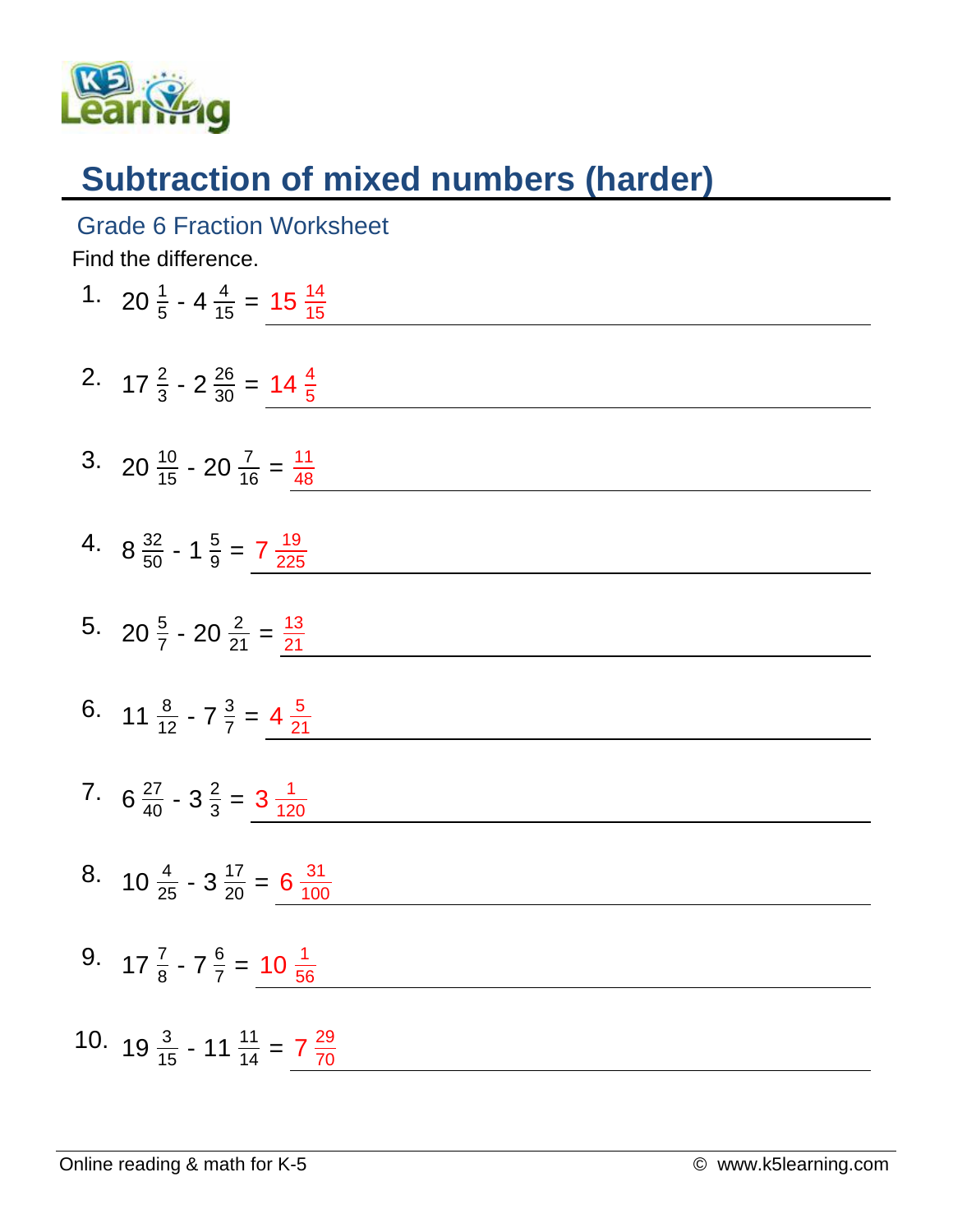# Subtraction of mixed numbers (harder)

## Grade 6 Fraction Worksheet

Find the difference.

1. $20\frac{1}{5} - 4\frac{4}{15} = 15\frac{14}{15}$

2. $17\frac{2}{3} - 2\frac{26}{30} = 14\frac{4}{5}$

3. $20\frac{10}{15} - 20\frac{7}{16} = \frac{11}{48}$

4. $8\frac{32}{50} - 1\frac{5}{9} = 7\frac{19}{225}$

5. $20\frac{5}{7} - 20\frac{2}{21} = \frac{13}{21}$

6. $11\frac{8}{12} - 7\frac{3}{7} = 4\frac{5}{21}$

7. $6\frac{27}{40} - 3\frac{2}{3} = 3\frac{1}{120}$

8. $10\frac{4}{25} - 3\frac{17}{20} = 6\frac{31}{100}$

9. $17\frac{7}{8} - 7\frac{6}{7} = 10\frac{1}{56}$

10. $19\frac{3}{15} - 11\frac{11}{14} = 7\frac{29}{70}$

Online reading & math for K-5 © www.k5learning.com